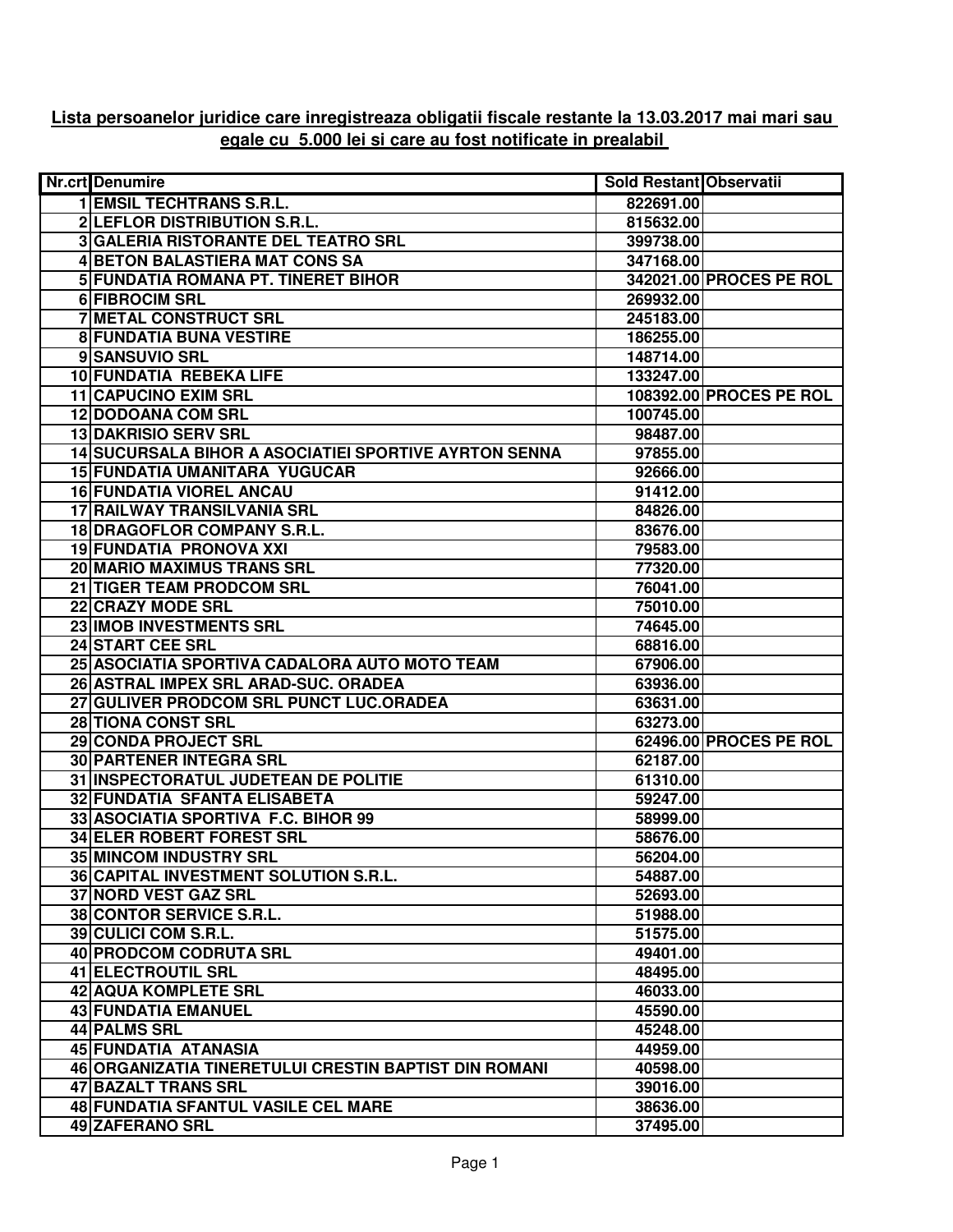**Lista persoanelor juridice care inregistreaza obligatii fiscale restante la 13.03.2017 mai mari sau egale cu 5.000 lei si care au fost notificate in prealabil**

| Nr.crt | Denumire | Sold Restant | Observatii |
|---|---|---|---|
| 1 | EMSIL TECHTRANS S.R.L. | 822691.00 | |
| 2 | LEFLOR DISTRIBUTION S.R.L. | 815632.00 | |
| 3 | GALERIA RISTORANTE DEL TEATRO SRL | 399738.00 | |
| 4 | BETON BALASTIERA MAT CONS SA | 347168.00 | |
| 5 | FUNDATIA ROMANA PT. TINERET BIHOR | 342021.00 | PROCES PE ROL |
| 6 | FIBROCIM SRL | 269932.00 | |
| 7 | METAL CONSTRUCT SRL | 245183.00 | |
| 8 | FUNDATIA BUNA VESTIRE | 186255.00 | |
| 9 | SANSUVIO SRL | 148714.00 | |
| 10 | FUNDATIA REBEKA LIFE | 133247.00 | |
| 11 | CAPUCINO EXIM SRL | 108392.00 | PROCES PE ROL |
| 12 | DODOANA COM SRL | 100745.00 | |
| 13 | DAKRISIO SERV SRL | 98487.00 | |
| 14 | SUCURSALA BIHOR A ASOCIATIEI SPORTIVE AYRTON SENNA | 97855.00 | |
| 15 | FUNDATIA UMANITARA YUGUCAR | 92666.00 | |
| 16 | FUNDATIA VIOREL ANCAU | 91412.00 | |
| 17 | RAILWAY TRANSILVANIA SRL | 84826.00 | |
| 18 | DRAGOFLOR COMPANY S.R.L. | 83676.00 | |
| 19 | FUNDATIA PRONOVA XXI | 79583.00 | |
| 20 | MARIO MAXIMUS TRANS SRL | 77320.00 | |
| 21 | TIGER TEAM PRODCOM SRL | 76041.00 | |
| 22 | CRAZY MODE SRL | 75010.00 | |
| 23 | IMOB INVESTMENTS SRL | 74645.00 | |
| 24 | START CEE SRL | 68816.00 | |
| 25 | ASOCIATIA SPORTIVA CADALORA AUTO MOTO TEAM | 67906.00 | |
| 26 | ASTRAL IMPEX SRL ARAD-SUC. ORADEA | 63936.00 | |
| 27 | GULIVER PRODCOM SRL PUNCT LUC.ORADEA | 63631.00 | |
| 28 | TIONA CONST SRL | 63273.00 | |
| 29 | CONDA PROJECT SRL | 62496.00 | PROCES PE ROL |
| 30 | PARTENER INTEGRA SRL | 62187.00 | |
| 31 | INSPECTORATUL JUDETEAN DE POLITIE | 61310.00 | |
| 32 | FUNDATIA SFANTA ELISABETA | 59247.00 | |
| 33 | ASOCIATIA SPORTIVA F.C. BIHOR 99 | 58999.00 | |
| 34 | ELER ROBERT FOREST SRL | 58676.00 | |
| 35 | MINCOM INDUSTRY SRL | 56204.00 | |
| 36 | CAPITAL INVESTMENT SOLUTION S.R.L. | 54887.00 | |
| 37 | NORD VEST GAZ SRL | 52693.00 | |
| 38 | CONTOR SERVICE S.R.L. | 51988.00 | |
| 39 | CULICI COM S.R.L. | 51575.00 | |
| 40 | PRODCOM CODRUTA SRL | 49401.00 | |
| 41 | ELECTROUTIL SRL | 48495.00 | |
| 42 | AQUA KOMPLETE SRL | 46033.00 | |
| 43 | FUNDATIA EMANUEL | 45590.00 | |
| 44 | PALMS SRL | 45248.00 | |
| 45 | FUNDATIA ATANASIA | 44959.00 | |
| 46 | ORGANIZATIA TINERETULUI CRESTIN BAPTIST DIN ROMANI | 40598.00 | |
| 47 | BAZALT TRANS SRL | 39016.00 | |
| 48 | FUNDATIA SFANTUL VASILE CEL MARE | 38636.00 | |
| 49 | ZAFERANO SRL | 37495.00 | |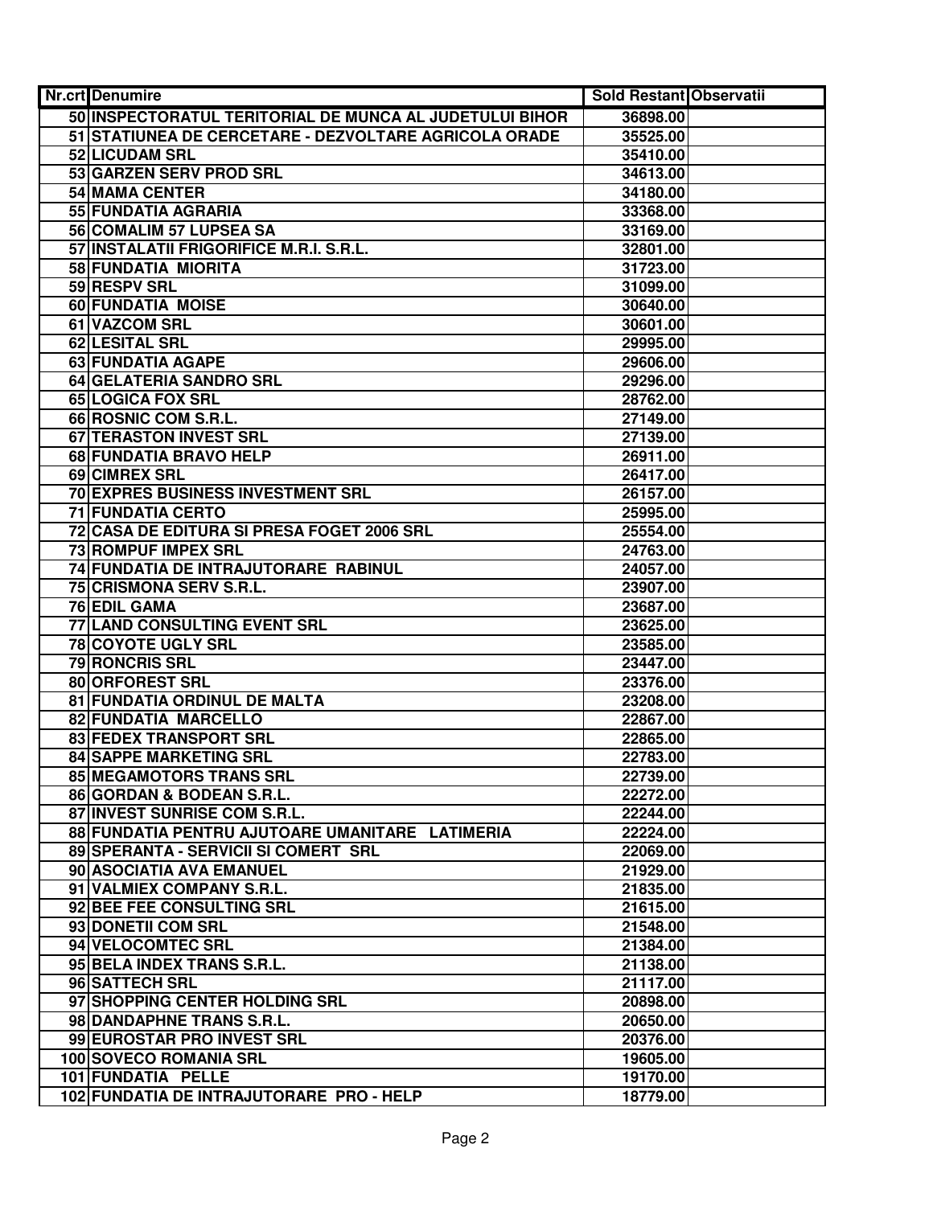| Nr.crt | Denumire | Sold Restant | Observatii |
|---|---|---|---|
| 50 | INSPECTORATUL TERITORIAL DE MUNCA AL JUDETULUI BIHOR | 36898.00 | |
| 51 | STATIUNEA DE CERCETARE - DEZVOLTARE AGRICOLA ORADE | 35525.00 | |
| 52 | LICUDAM SRL | 35410.00 | |
| 53 | GARZEN SERV PROD SRL | 34613.00 | |
| 54 | MAMA CENTER | 34180.00 | |
| 55 | FUNDATIA AGRARIA | 33368.00 | |
| 56 | COMALIM 57 LUPSEA SA | 33169.00 | |
| 57 | INSTALATII FRIGORIFICE M.R.I. S.R.L. | 32801.00 | |
| 58 | FUNDATIA MIORITA | 31723.00 | |
| 59 | RESPV SRL | 31099.00 | |
| 60 | FUNDATIA MOISE | 30640.00 | |
| 61 | VAZCOM SRL | 30601.00 | |
| 62 | LESITAL SRL | 29995.00 | |
| 63 | FUNDATIA AGAPE | 29606.00 | |
| 64 | GELATERIA SANDRO SRL | 29296.00 | |
| 65 | LOGICA FOX SRL | 28762.00 | |
| 66 | ROSNIC COM S.R.L. | 27149.00 | |
| 67 | TERASTON INVEST SRL | 27139.00 | |
| 68 | FUNDATIA BRAVO HELP | 26911.00 | |
| 69 | CIMREX SRL | 26417.00 | |
| 70 | EXPRES BUSINESS INVESTMENT SRL | 26157.00 | |
| 71 | FUNDATIA CERTO | 25995.00 | |
| 72 | CASA DE EDITURA SI PRESA FOGET 2006 SRL | 25554.00 | |
| 73 | ROMPUF IMPEX SRL | 24763.00 | |
| 74 | FUNDATIA DE INTRAJUTORARE RABINUL | 24057.00 | |
| 75 | CRISMONA SERV S.R.L. | 23907.00 | |
| 76 | EDIL GAMA | 23687.00 | |
| 77 | LAND CONSULTING EVENT SRL | 23625.00 | |
| 78 | COYOTE UGLY SRL | 23585.00 | |
| 79 | RONCRIS SRL | 23447.00 | |
| 80 | ORFOREST SRL | 23376.00 | |
| 81 | FUNDATIA ORDINUL DE MALTA | 23208.00 | |
| 82 | FUNDATIA MARCELLO | 22867.00 | |
| 83 | FEDEX TRANSPORT SRL | 22865.00 | |
| 84 | SAPPE MARKETING SRL | 22783.00 | |
| 85 | MEGAMOTORS TRANS SRL | 22739.00 | |
| 86 | GORDAN & BODEAN S.R.L. | 22272.00 | |
| 87 | INVEST SUNRISE COM S.R.L. | 22244.00 | |
| 88 | FUNDATIA PENTRU AJUTOARE UMANITARE LATIMERIA | 22224.00 | |
| 89 | SPERANTA - SERVICII SI COMERT SRL | 22069.00 | |
| 90 | ASOCIATIA AVA EMANUEL | 21929.00 | |
| 91 | VALMIEX COMPANY S.R.L. | 21835.00 | |
| 92 | BEE FEE CONSULTING SRL | 21615.00 | |
| 93 | DONETII COM SRL | 21548.00 | |
| 94 | VELOCOMTEC SRL | 21384.00 | |
| 95 | BELA INDEX TRANS S.R.L. | 21138.00 | |
| 96 | SATTECH SRL | 21117.00 | |
| 97 | SHOPPING CENTER HOLDING SRL | 20898.00 | |
| 98 | DANDAPHNE TRANS S.R.L. | 20650.00 | |
| 99 | EUROSTAR PRO INVEST SRL | 20376.00 | |
| 100 | SOVECO ROMANIA SRL | 19605.00 | |
| 101 | FUNDATIA PELLE | 19170.00 | |
| 102 | FUNDATIA DE INTRAJUTORARE PRO - HELP | 18779.00 | |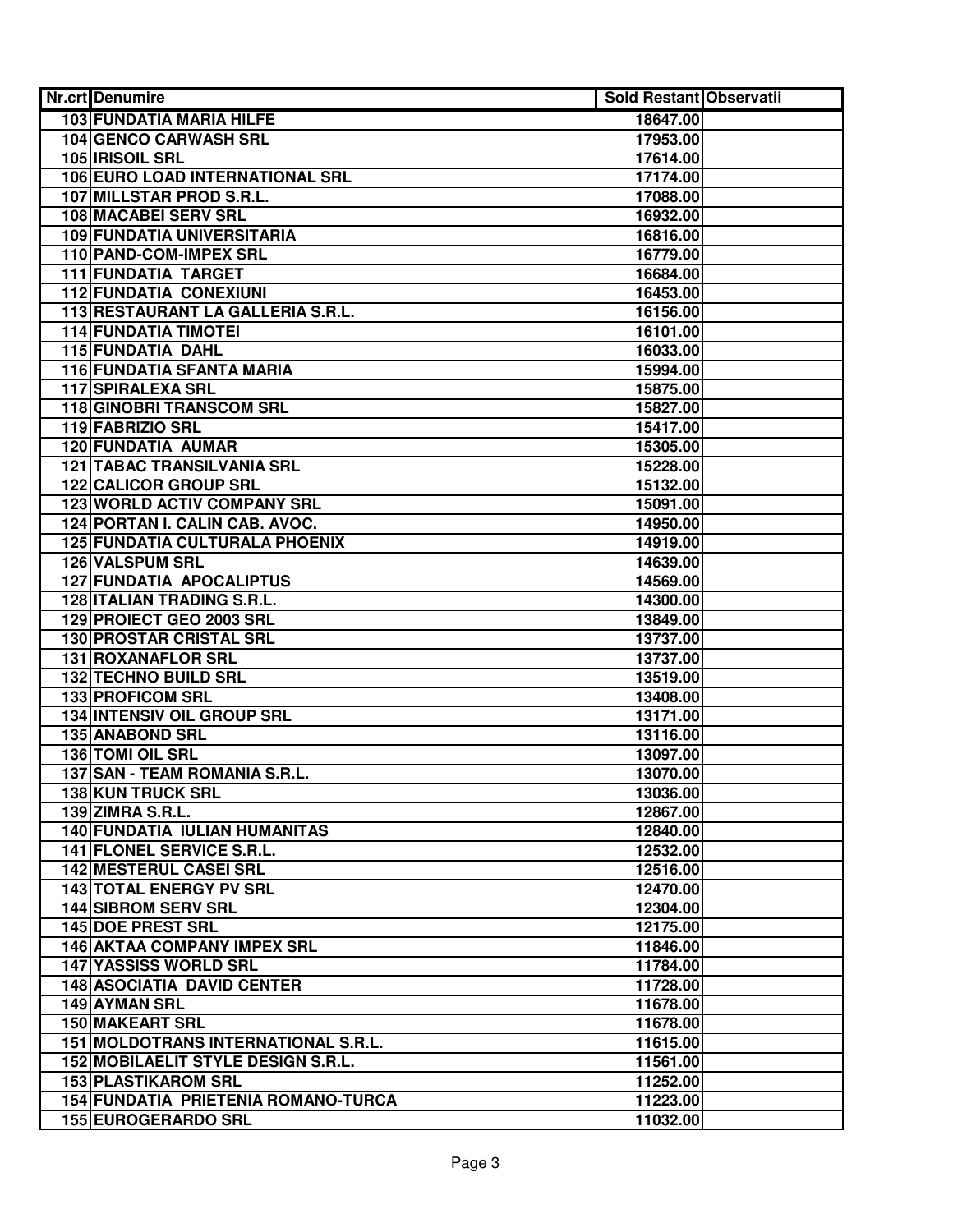| Nr.crt | Denumire | Sold Restant | Observatii |
|---|---|---|---|
| 103 | FUNDATIA MARIA HILFE | 18647.00 | |
| 104 | GENCO CARWASH SRL | 17953.00 | |
| 105 | IRISOIL SRL | 17614.00 | |
| 106 | EURO LOAD INTERNATIONAL SRL | 17174.00 | |
| 107 | MILLSTAR PROD S.R.L. | 17088.00 | |
| 108 | MACABEI SERV SRL | 16932.00 | |
| 109 | FUNDATIA UNIVERSITARIA | 16816.00 | |
| 110 | PAND-COM-IMPEX SRL | 16779.00 | |
| 111 | FUNDATIA TARGET | 16684.00 | |
| 112 | FUNDATIA CONEXIUNI | 16453.00 | |
| 113 | RESTAURANT LA GALLERIA S.R.L. | 16156.00 | |
| 114 | FUNDATIA TIMOTEI | 16101.00 | |
| 115 | FUNDATIA DAHL | 16033.00 | |
| 116 | FUNDATIA SFANTA MARIA | 15994.00 | |
| 117 | SPIRALEXA SRL | 15875.00 | |
| 118 | GINOBRI TRANSCOM SRL | 15827.00 | |
| 119 | FABRIZIO SRL | 15417.00 | |
| 120 | FUNDATIA AUMAR | 15305.00 | |
| 121 | TABAC TRANSILVANIA SRL | 15228.00 | |
| 122 | CALICOR GROUP SRL | 15132.00 | |
| 123 | WORLD ACTIV COMPANY SRL | 15091.00 | |
| 124 | PORTAN I. CALIN CAB. AVOC. | 14950.00 | |
| 125 | FUNDATIA CULTURALA PHOENIX | 14919.00 | |
| 126 | VALSPUM SRL | 14639.00 | |
| 127 | FUNDATIA APOCALIPTUS | 14569.00 | |
| 128 | ITALIAN TRADING S.R.L. | 14300.00 | |
| 129 | PROIECT GEO 2003 SRL | 13849.00 | |
| 130 | PROSTAR CRISTAL SRL | 13737.00 | |
| 131 | ROXANAFLOR SRL | 13737.00 | |
| 132 | TECHNO BUILD SRL | 13519.00 | |
| 133 | PROFICOM SRL | 13408.00 | |
| 134 | INTENSIV OIL GROUP SRL | 13171.00 | |
| 135 | ANABOND SRL | 13116.00 | |
| 136 | TOMI OIL SRL | 13097.00 | |
| 137 | SAN - TEAM ROMANIA S.R.L. | 13070.00 | |
| 138 | KUN TRUCK SRL | 13036.00 | |
| 139 | ZIMRA S.R.L. | 12867.00 | |
| 140 | FUNDATIA IULIAN HUMANITAS | 12840.00 | |
| 141 | FLONEL SERVICE S.R.L. | 12532.00 | |
| 142 | MESTERUL CASEI SRL | 12516.00 | |
| 143 | TOTAL ENERGY PV SRL | 12470.00 | |
| 144 | SIBROM SERV SRL | 12304.00 | |
| 145 | DOE PREST SRL | 12175.00 | |
| 146 | AKTAA COMPANY IMPEX SRL | 11846.00 | |
| 147 | YASSISS WORLD SRL | 11784.00 | |
| 148 | ASOCIATIA DAVID CENTER | 11728.00 | |
| 149 | AYMAN SRL | 11678.00 | |
| 150 | MAKEART SRL | 11678.00 | |
| 151 | MOLDOTRANS INTERNATIONAL S.R.L. | 11615.00 | |
| 152 | MOBILAELIT STYLE DESIGN S.R.L. | 11561.00 | |
| 153 | PLASTIKAROM SRL | 11252.00 | |
| 154 | FUNDATIA PRIETENIA ROMANO-TURCA | 11223.00 | |
| 155 | EUROGERARDO SRL | 11032.00 | |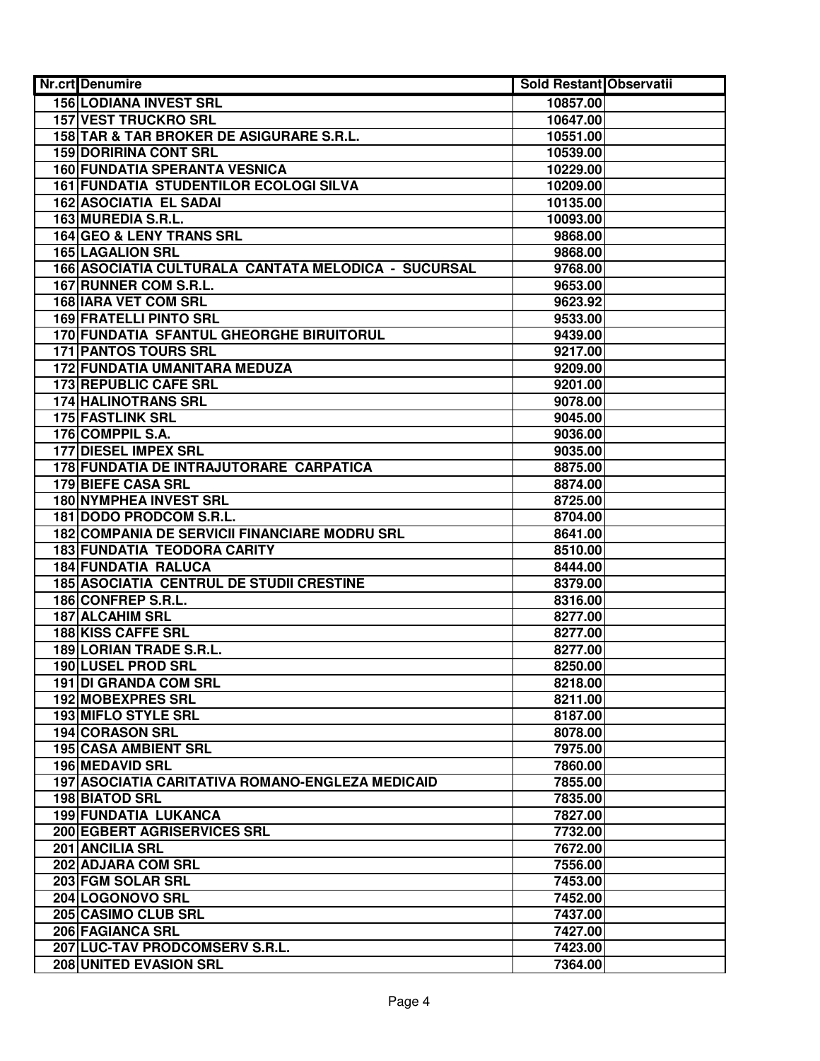| Nr.crt | Denumire | Sold Restant | Observatii |
|---|---|---|---|
| 156 | LODIANA INVEST SRL | 10857.00 | |
| 157 | VEST TRUCKRO SRL | 10647.00 | |
| 158 | TAR & TAR BROKER DE ASIGURARE S.R.L. | 10551.00 | |
| 159 | DORIRINA CONT SRL | 10539.00 | |
| 160 | FUNDATIA SPERANTA VESNICA | 10229.00 | |
| 161 | FUNDATIA STUDENTILOR ECOLOGI SILVA | 10209.00 | |
| 162 | ASOCIATIA EL SADAI | 10135.00 | |
| 163 | MUREDIA S.R.L. | 10093.00 | |
| 164 | GEO & LENY TRANS SRL | 9868.00 | |
| 165 | LAGALION SRL | 9868.00 | |
| 166 | ASOCIATIA CULTURALA CANTATA MELODICA - SUCURSAL | 9768.00 | |
| 167 | RUNNER COM S.R.L. | 9653.00 | |
| 168 | IARA VET COM SRL | 9623.92 | |
| 169 | FRATELLI PINTO SRL | 9533.00 | |
| 170 | FUNDATIA SFANTUL GHEORGHE BIRUITORUL | 9439.00 | |
| 171 | PANTOS TOURS SRL | 9217.00 | |
| 172 | FUNDATIA UMANITARA MEDUZA | 9209.00 | |
| 173 | REPUBLIC CAFE SRL | 9201.00 | |
| 174 | HALINOTRANS SRL | 9078.00 | |
| 175 | FASTLINK SRL | 9045.00 | |
| 176 | COMPPIL S.A. | 9036.00 | |
| 177 | DIESEL IMPEX SRL | 9035.00 | |
| 178 | FUNDATIA DE INTRAJUTORARE CARPATICA | 8875.00 | |
| 179 | BIEFE CASA SRL | 8874.00 | |
| 180 | NYMPHEA INVEST SRL | 8725.00 | |
| 181 | DODO PRODCOM S.R.L. | 8704.00 | |
| 182 | COMPANIA DE SERVICII FINANCIARE MODRU SRL | 8641.00 | |
| 183 | FUNDATIA TEODORA CARITY | 8510.00 | |
| 184 | FUNDATIA RALUCA | 8444.00 | |
| 185 | ASOCIATIA CENTRUL DE STUDII CRESTINE | 8379.00 | |
| 186 | CONFREP S.R.L. | 8316.00 | |
| 187 | ALCAHIM SRL | 8277.00 | |
| 188 | KISS CAFFE SRL | 8277.00 | |
| 189 | LORIAN TRADE S.R.L. | 8277.00 | |
| 190 | LUSEL PROD SRL | 8250.00 | |
| 191 | DI GRANDA COM SRL | 8218.00 | |
| 192 | MOBEXPRES SRL | 8211.00 | |
| 193 | MIFLO STYLE SRL | 8187.00 | |
| 194 | CORASON SRL | 8078.00 | |
| 195 | CASA AMBIENT SRL | 7975.00 | |
| 196 | MEDAVID SRL | 7860.00 | |
| 197 | ASOCIATIA CARITATIVA ROMANO-ENGLEZA MEDICAID | 7855.00 | |
| 198 | BIATOD SRL | 7835.00 | |
| 199 | FUNDATIA LUKANCA | 7827.00 | |
| 200 | EGBERT AGRISERVICES SRL | 7732.00 | |
| 201 | ANCILIA SRL | 7672.00 | |
| 202 | ADJARA COM SRL | 7556.00 | |
| 203 | FGM SOLAR SRL | 7453.00 | |
| 204 | LOGONOVO SRL | 7452.00 | |
| 205 | CASIMO CLUB SRL | 7437.00 | |
| 206 | FAGIANCA SRL | 7427.00 | |
| 207 | LUC-TAV PRODCOMSERV S.R.L. | 7423.00 | |
| 208 | UNITED EVASION SRL | 7364.00 | |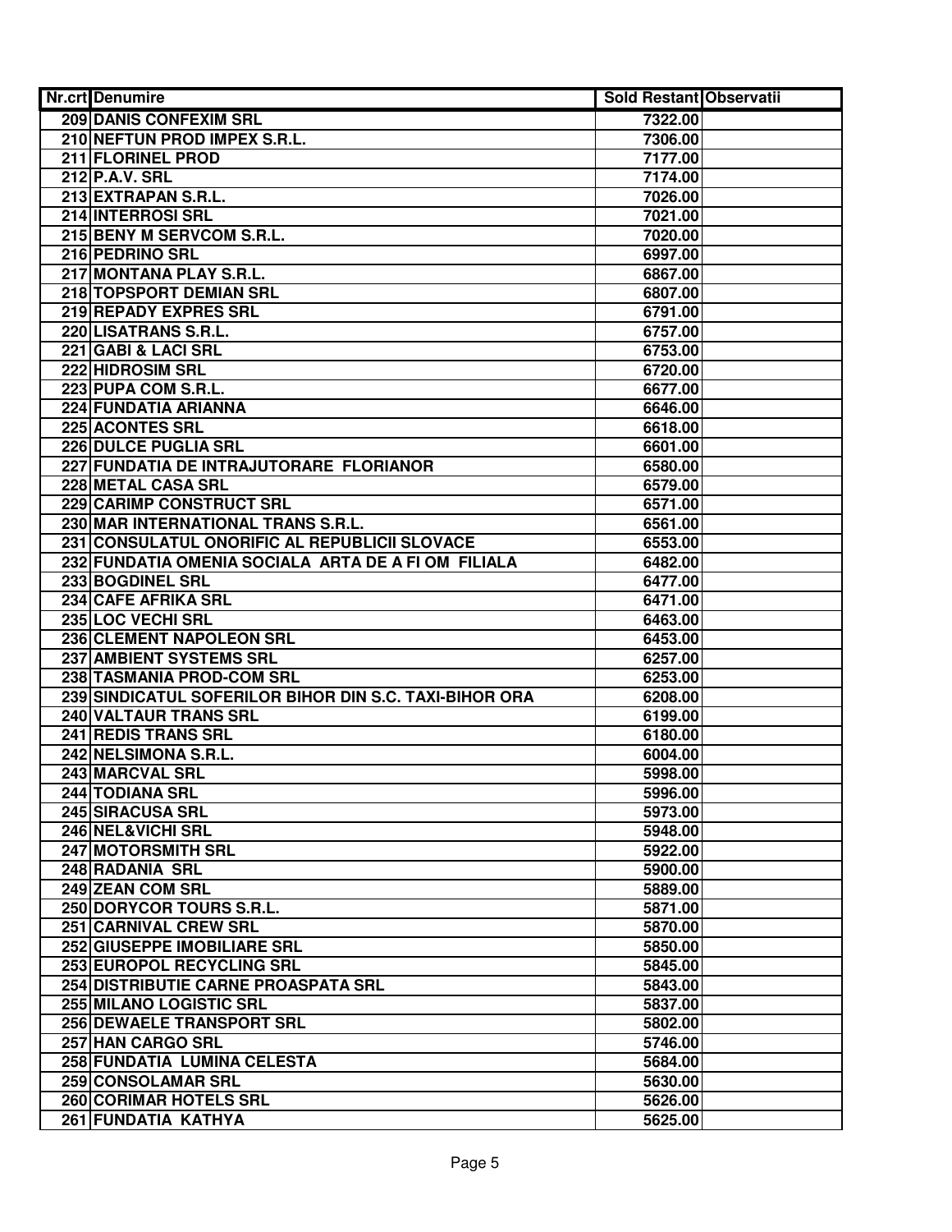| Nr.crt | Denumire | Sold Restant | Observatii |
|---|---|---|---|
| 209 | DANIS CONFEXIM SRL | 7322.00 | |
| 210 | NEFTUN PROD IMPEX S.R.L. | 7306.00 | |
| 211 | FLORINEL PROD | 7177.00 | |
| 212 | P.A.V. SRL | 7174.00 | |
| 213 | EXTRAPAN S.R.L. | 7026.00 | |
| 214 | INTERROSI SRL | 7021.00 | |
| 215 | BENY M SERVCOM S.R.L. | 7020.00 | |
| 216 | PEDRINO SRL | 6997.00 | |
| 217 | MONTANA PLAY S.R.L. | 6867.00 | |
| 218 | TOPSPORT DEMIAN SRL | 6807.00 | |
| 219 | REPADY EXPRES SRL | 6791.00 | |
| 220 | LISATRANS S.R.L. | 6757.00 | |
| 221 | GABI & LACI SRL | 6753.00 | |
| 222 | HIDROSIM SRL | 6720.00 | |
| 223 | PUPA COM S.R.L. | 6677.00 | |
| 224 | FUNDATIA ARIANNA | 6646.00 | |
| 225 | ACONTES SRL | 6618.00 | |
| 226 | DULCE PUGLIA SRL | 6601.00 | |
| 227 | FUNDATIA DE INTRAJUTORARE FLORIANOR | 6580.00 | |
| 228 | METAL CASA SRL | 6579.00 | |
| 229 | CARIMP CONSTRUCT SRL | 6571.00 | |
| 230 | MAR INTERNATIONAL TRANS S.R.L. | 6561.00 | |
| 231 | CONSULATUL ONORIFIC AL REPUBLICII SLOVACE | 6553.00 | |
| 232 | FUNDATIA OMENIA SOCIALA ARTA DE A FI OM FILIALA | 6482.00 | |
| 233 | BOGDINEL SRL | 6477.00 | |
| 234 | CAFE AFRIKA SRL | 6471.00 | |
| 235 | LOC VECHI SRL | 6463.00 | |
| 236 | CLEMENT NAPOLEON SRL | 6453.00 | |
| 237 | AMBIENT SYSTEMS SRL | 6257.00 | |
| 238 | TASMANIA PROD-COM SRL | 6253.00 | |
| 239 | SINDICATUL SOFERILOR BIHOR DIN S.C. TAXI-BIHOR ORA | 6208.00 | |
| 240 | VALTAUR TRANS SRL | 6199.00 | |
| 241 | REDIS TRANS SRL | 6180.00 | |
| 242 | NELSIMONA S.R.L. | 6004.00 | |
| 243 | MARCVAL SRL | 5998.00 | |
| 244 | TODIANA SRL | 5996.00 | |
| 245 | SIRACUSA SRL | 5973.00 | |
| 246 | NEL&VICHI SRL | 5948.00 | |
| 247 | MOTORSMITH SRL | 5922.00 | |
| 248 | RADANIA SRL | 5900.00 | |
| 249 | ZEAN COM SRL | 5889.00 | |
| 250 | DORYCOR TOURS S.R.L. | 5871.00 | |
| 251 | CARNIVAL CREW SRL | 5870.00 | |
| 252 | GIUSEPPE IMOBILIARE SRL | 5850.00 | |
| 253 | EUROPOL RECYCLING SRL | 5845.00 | |
| 254 | DISTRIBUTIE CARNE PROASPATA SRL | 5843.00 | |
| 255 | MILANO LOGISTIC SRL | 5837.00 | |
| 256 | DEWAELE TRANSPORT SRL | 5802.00 | |
| 257 | HAN CARGO SRL | 5746.00 | |
| 258 | FUNDATIA LUMINA CELESTA | 5684.00 | |
| 259 | CONSOLAMAR SRL | 5630.00 | |
| 260 | CORIMAR HOTELS SRL | 5626.00 | |
| 261 | FUNDATIA KATHYA | 5625.00 | |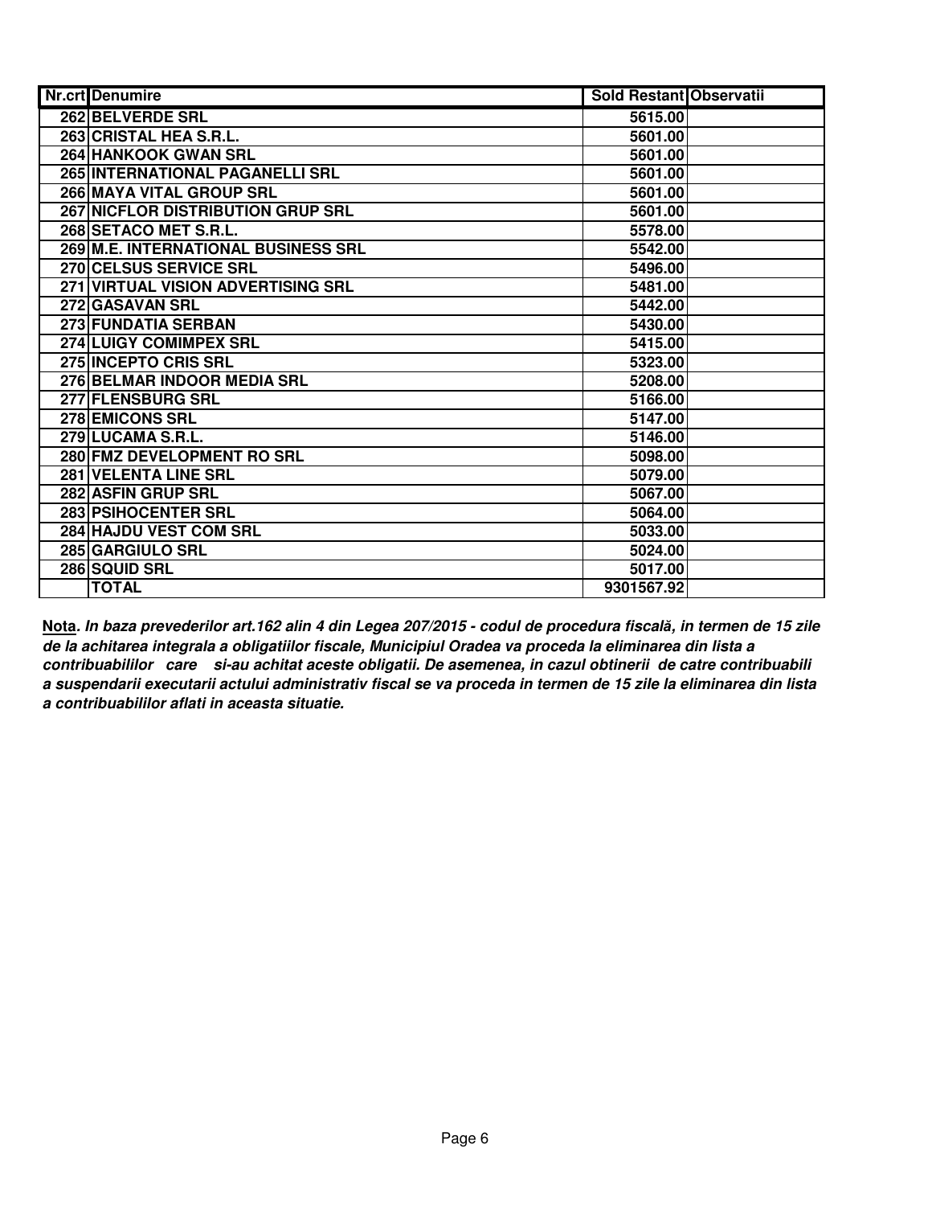| Nr.crt | Denumire | Sold Restant | Observatii |
|---|---|---|---|
| 262 | BELVERDE SRL | 5615.00 | |
| 263 | CRISTAL HEA S.R.L. | 5601.00 | |
| 264 | HANKOOK GWAN SRL | 5601.00 | |
| 265 | INTERNATIONAL PAGANELLI SRL | 5601.00 | |
| 266 | MAYA VITAL GROUP SRL | 5601.00 | |
| 267 | NICFLOR DISTRIBUTION GRUP SRL | 5601.00 | |
| 268 | SETACO MET S.R.L. | 5578.00 | |
| 269 | M.E. INTERNATIONAL BUSINESS SRL | 5542.00 | |
| 270 | CELSUS SERVICE SRL | 5496.00 | |
| 271 | VIRTUAL VISION ADVERTISING SRL | 5481.00 | |
| 272 | GASAVAN SRL | 5442.00 | |
| 273 | FUNDATIA SERBAN | 5430.00 | |
| 274 | LUIGY COMIMPEX SRL | 5415.00 | |
| 275 | INCEPTO CRIS SRL | 5323.00 | |
| 276 | BELMAR INDOOR MEDIA SRL | 5208.00 | |
| 277 | FLENSBURG SRL | 5166.00 | |
| 278 | EMICONS SRL | 5147.00 | |
| 279 | LUCAMA S.R.L. | 5146.00 | |
| 280 | FMZ DEVELOPMENT RO SRL | 5098.00 | |
| 281 | VELENTA LINE SRL | 5079.00 | |
| 282 | ASFIN GRUP SRL | 5067.00 | |
| 283 | PSIHOCENTER SRL | 5064.00 | |
| 284 | HAJDU VEST COM SRL | 5033.00 | |
| 285 | GARGIULO SRL | 5024.00 | |
| 286 | SQUID SRL | 5017.00 | |
| | TOTAL | 9301567.92 | |

**Nota**. ***In baza prevederilor art.162 alin 4 din Legea 207/2015 - codul de procedura fiscală, in termen de 15 zile de la achitarea integrala a obligatiilor fiscale, Municipiul Oradea va proceda la eliminarea din lista a contribuabililor care si-au achitat aceste obligatii. De asemenea, in cazul obtinerii de catre contribuabili a suspendarii executarii actului administrativ fiscal se va proceda in termen de 15 zile la eliminarea din lista a contribuabililor aflati in aceasta situatie.***